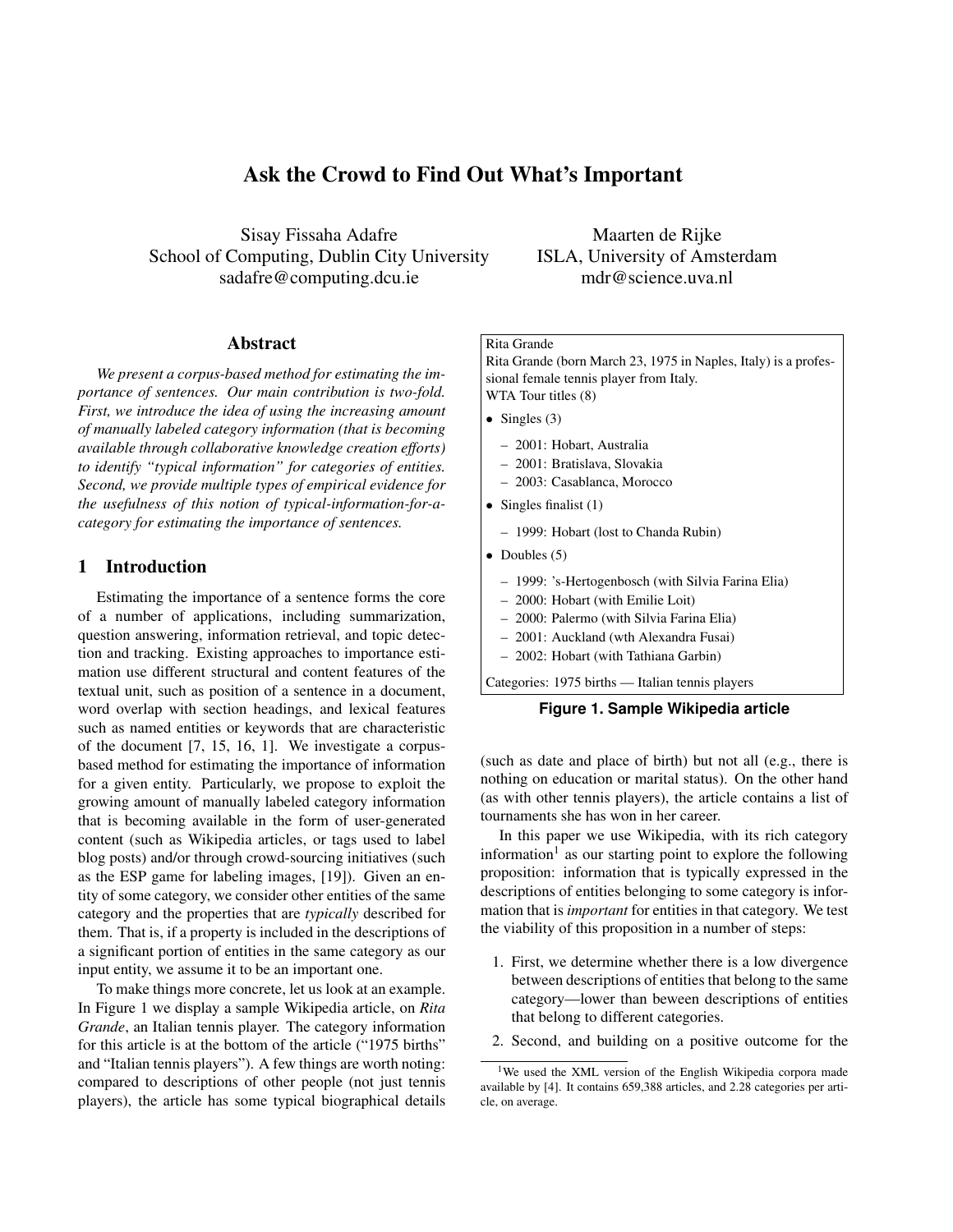# Ask the Crowd to Find Out What's Important

Sisay Fissaha Adafre
School of Computing, Dublin City University
sadafre@computing.dcu.ie

Maarten de Rijke
ISLA, University of Amsterdam
mdr@science.uva.nl

## Abstract

*We present a corpus-based method for estimating the importance of sentences. Our main contribution is two-fold. First, we introduce the idea of using the increasing amount of manually labeled category information (that is becoming available through collaborative knowledge creation efforts) to identify "typical information" for categories of entities. Second, we provide multiple types of empirical evidence for the usefulness of this notion of typical-information-for-a-category for estimating the importance of sentences.*

## 1 Introduction

Estimating the importance of a sentence forms the core of a number of applications, including summarization, question answering, information retrieval, and topic detection and tracking. Existing approaches to importance estimation use different structural and content features of the textual unit, such as position of a sentence in a document, word overlap with section headings, and lexical features such as named entities or keywords that are characteristic of the document [7, 15, 16, 1]. We investigate a corpus-based method for estimating the importance of information for a given entity. Particularly, we propose to exploit the growing amount of manually labeled category information that is becoming available in the form of user-generated content (such as Wikipedia articles, or tags used to label blog posts) and/or through crowd-sourcing initiatives (such as the ESP game for labeling images, [19]). Given an entity of some category, we consider other entities of the same category and the properties that are *typically* described for them. That is, if a property is included in the descriptions of a significant portion of entities in the same category as our input entity, we assume it to be an important one.

To make things more concrete, let us look at an example. In Figure 1 we display a sample Wikipedia article, on *Rita Grande*, an Italian tennis player. The category information for this article is at the bottom of the article ("1975 births" and "Italian tennis players"). A few things are worth noting: compared to descriptions of other people (not just tennis players), the article has some typical biographical details (such as date and place of birth) but not all (e.g., there is nothing on education or marital status). On the other hand (as with other tennis players), the article contains a list of tournaments she has won in her career.

> Rita Grande
> Rita Grande (born March 23, 1975 in Naples, Italy) is a professional female tennis player from Italy.
> WTA Tour titles (8)
>
> - Singles (3)
>   - 2001: Hobart, Australia
>   - 2001: Bratislava, Slovakia
>   - 2003: Casablanca, Morocco
> - Singles finalist (1)
>   - 1999: Hobart (lost to Chanda Rubin)
> - Doubles (5)
>   - 1999: 's-Hertogenbosch (with Silvia Farina Elia)
>   - 2000: Hobart (with Emilie Loit)
>   - 2000: Palermo (with Silvia Farina Elia)
>   - 2001: Auckland (wth Alexandra Fusai)
>   - 2002: Hobart (with Tathiana Garbin)
>
> Categories: 1975 births — Italian tennis players

**Figure 1. Sample Wikipedia article**

In this paper we use Wikipedia, with its rich category information[1] as our starting point to explore the following proposition: information that is typically expressed in the descriptions of entities belonging to some category is information that is *important* for entities in that category. We test the viability of this proposition in a number of steps:

1. First, we determine whether there is a low divergence between descriptions of entities that belong to the same category—lower than beween descriptions of entities that belong to different categories.
2. Second, and building on a positive outcome for the

[1] We used the XML version of the English Wikipedia corpora made available by [4]. It contains 659,388 articles, and 2.28 categories per article, on average.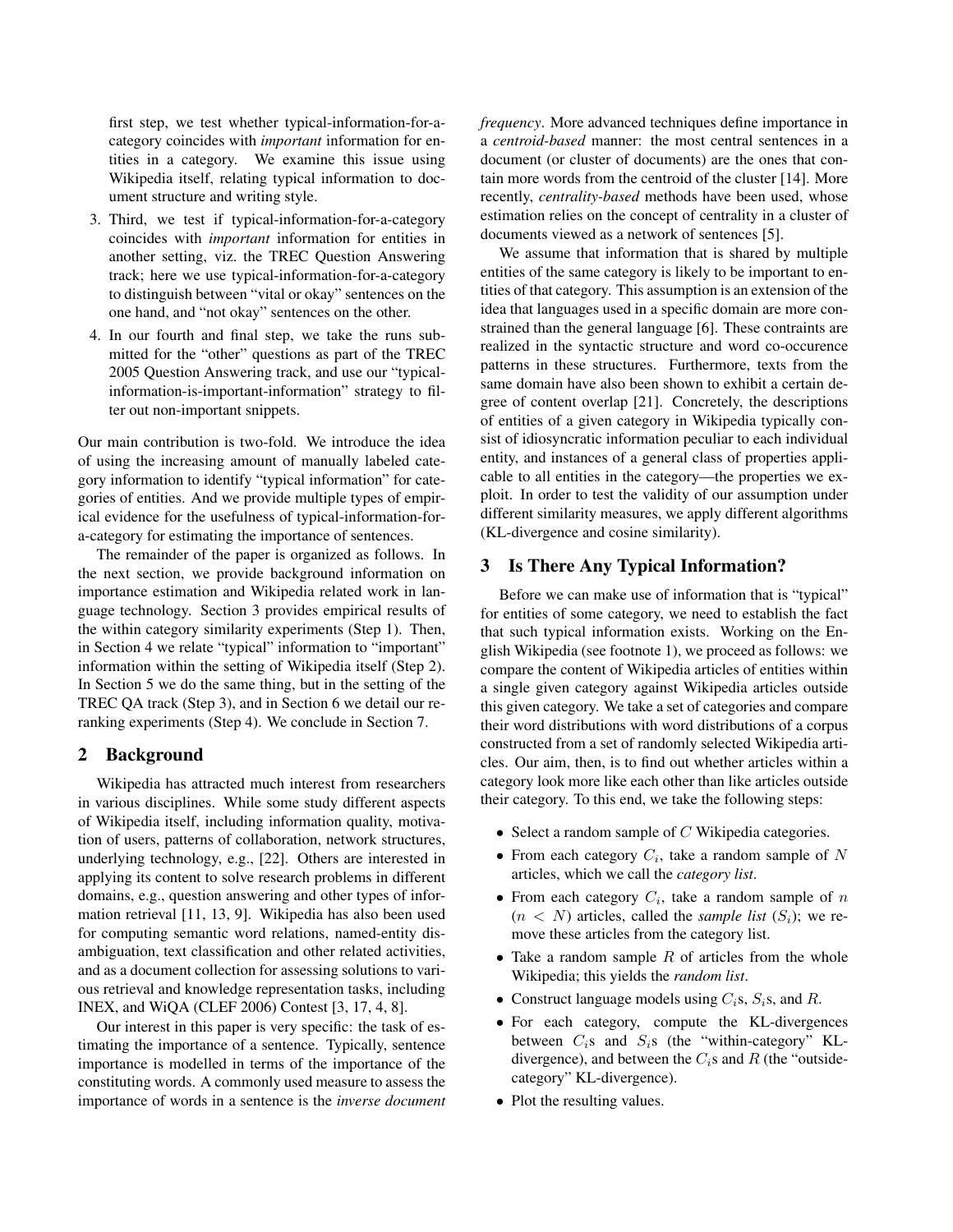first step, we test whether typical-information-for-a-category coincides with *important* information for entities in a category. We examine this issue using Wikipedia itself, relating typical information to document structure and writing style.

3. Third, we test if typical-information-for-a-category coincides with *important* information for entities in another setting, viz. the TREC Question Answering track; here we use typical-information-for-a-category to distinguish between "vital or okay" sentences on the one hand, and "not okay" sentences on the other.

4. In our fourth and final step, we take the runs submitted for the "other" questions as part of the TREC 2005 Question Answering track, and use our "typical-information-is-important-information" strategy to filter out non-important snippets.

Our main contribution is two-fold. We introduce the idea of using the increasing amount of manually labeled category information to identify "typical information" for categories of entities. And we provide multiple types of empirical evidence for the usefulness of typical-information-for-a-category for estimating the importance of sentences.

The remainder of the paper is organized as follows. In the next section, we provide background information on importance estimation and Wikipedia related work in language technology. Section 3 provides empirical results of the within category similarity experiments (Step 1). Then, in Section 4 we relate "typical" information to "important" information within the setting of Wikipedia itself (Step 2). In Section 5 we do the same thing, but in the setting of the TREC QA track (Step 3), and in Section 6 we detail our reranking experiments (Step 4). We conclude in Section 7.

## 2 Background

Wikipedia has attracted much interest from researchers in various disciplines. While some study different aspects of Wikipedia itself, including information quality, motivation of users, patterns of collaboration, network structures, underlying technology, e.g., [22]. Others are interested in applying its content to solve research problems in different domains, e.g., question answering and other types of information retrieval [11, 13, 9]. Wikipedia has also been used for computing semantic word relations, named-entity disambiguation, text classification and other related activities, and as a document collection for assessing solutions to various retrieval and knowledge representation tasks, including INEX, and WiQA (CLEF 2006) Contest [3, 17, 4, 8].

Our interest in this paper is very specific: the task of estimating the importance of a sentence. Typically, sentence importance is modelled in terms of the importance of the constituting words. A commonly used measure to assess the importance of words in a sentence is the *inverse document frequency*. More advanced techniques define importance in a *centroid-based* manner: the most central sentences in a document (or cluster of documents) are the ones that contain more words from the centroid of the cluster [14]. More recently, *centrality-based* methods have been used, whose estimation relies on the concept of centrality in a cluster of documents viewed as a network of sentences [5].

We assume that information that is shared by multiple entities of the same category is likely to be important to entities of that category. This assumption is an extension of the idea that languages used in a specific domain are more constrained than the general language [6]. These contraints are realized in the syntactic structure and word co-occurence patterns in these structures. Furthermore, texts from the same domain have also been shown to exhibit a certain degree of content overlap [21]. Concretely, the descriptions of entities of a given category in Wikipedia typically consist of idiosyncratic information peculiar to each individual entity, and instances of a general class of properties applicable to all entities in the category—the properties we exploit. In order to test the validity of our assumption under different similarity measures, we apply different algorithms (KL-divergence and cosine similarity).

## 3 Is There Any Typical Information?

Before we can make use of information that is "typical" for entities of some category, we need to establish the fact that such typical information exists. Working on the English Wikipedia (see footnote 1), we proceed as follows: we compare the content of Wikipedia articles of entities within a single given category against Wikipedia articles outside this given category. We take a set of categories and compare their word distributions with word distributions of a corpus constructed from a set of randomly selected Wikipedia articles. Our aim, then, is to find out whether articles within a category look more like each other than like articles outside their category. To this end, we take the following steps:

- Select a random sample of $C$ Wikipedia categories.
- From each category $C_i$, take a random sample of $N$ articles, which we call the *category list*.
- From each category $C_i$, take a random sample of $n$ ($n < N$) articles, called the *sample list* ($S_i$); we remove these articles from the category list.
- Take a random sample $R$ of articles from the whole Wikipedia; this yields the *random list*.
- Construct language models using $C_i$s, $S_i$s, and $R$.
- For each category, compute the KL-divergences between $C_i$s and $S_i$s (the "within-category" KL-divergence), and between the $C_i$s and $R$ (the "outside-category" KL-divergence).
- Plot the resulting values.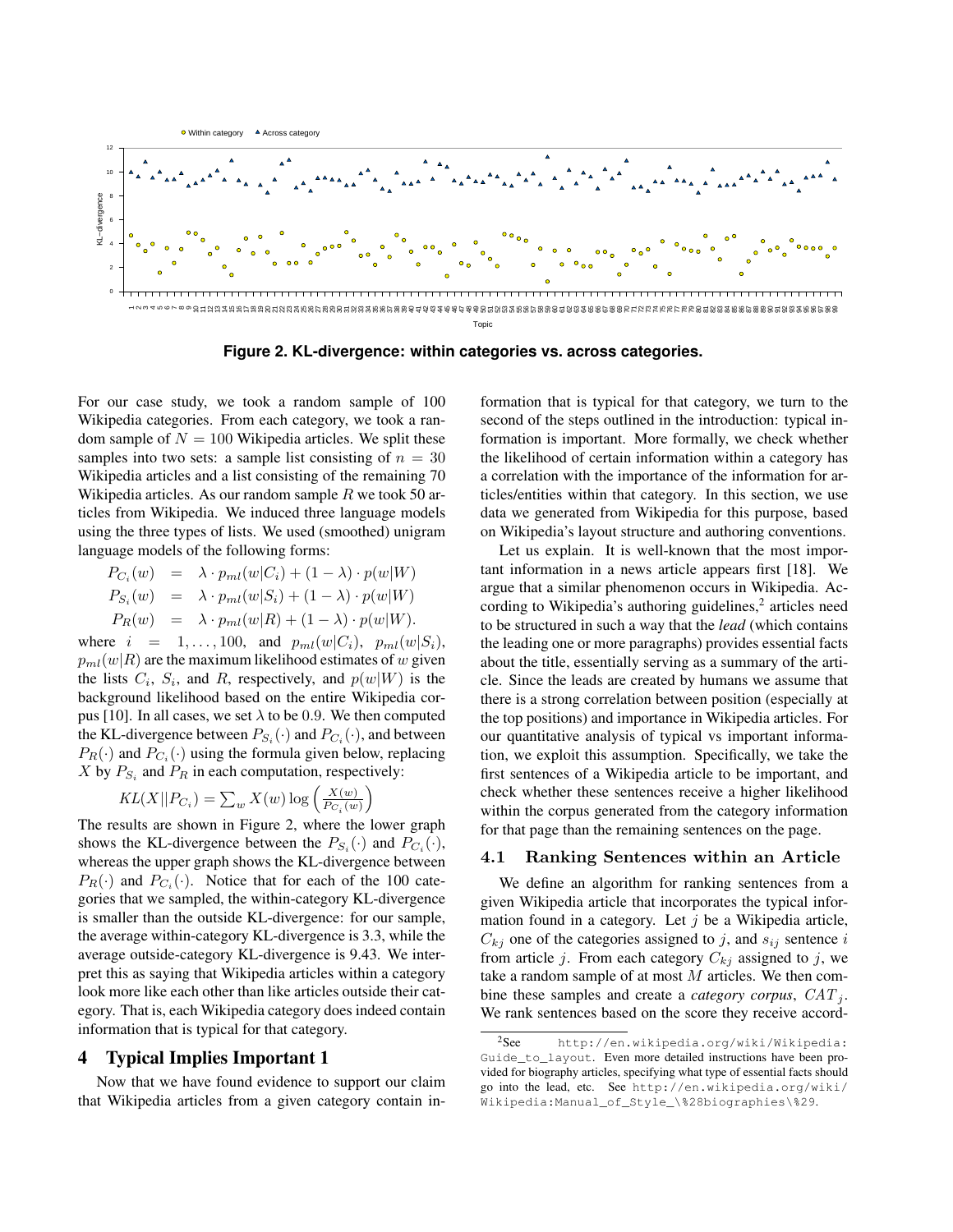Figure 2. KL-divergence: within categories vs. across categories.

For our case study, we took a random sample of 100 Wikipedia categories. From each category, we took a random sample of $N = 100$ Wikipedia articles. We split these samples into two sets: a sample list consisting of $n = 30$ Wikipedia articles and a list consisting of the remaining 70 Wikipedia articles. As our random sample $R$ we took 50 articles from Wikipedia. We induced three language models using the three types of lists. We used (smoothed) unigram language models of the following forms:

$$
\begin{aligned}
P_{C_i}(w) &= \lambda \cdot p_{ml}(w|C_i) + (1-\lambda) \cdot p(w|W) \\
P_{S_i}(w) &= \lambda \cdot p_{ml}(w|S_i) + (1-\lambda) \cdot p(w|W) \\
P_R(w) &= \lambda \cdot p_{ml}(w|R) + (1-\lambda) \cdot p(w|W).
\end{aligned}
$$

where $i = 1, \ldots, 100$, and $p_{ml}(w|C_i)$, $p_{ml}(w|S_i)$, $p_{ml}(w|R)$ are the maximum likelihood estimates of $w$ given the lists $C_i$, $S_i$, and $R$, respectively, and $p(w|W)$ is the background likelihood based on the entire Wikipedia corpus [10]. In all cases, we set $\lambda$ to be 0.9. We then computed the KL-divergence between $P_{S_i}(\cdot)$ and $P_{C_i}(\cdot)$, and between $P_R(\cdot)$ and $P_{C_i}(\cdot)$ using the formula given below, replacing $X$ by $P_{S_i}$ and $P_R$ in each computation, respectively:

$$
KL(X||P_{C_i}) = \sum_w X(w) \log\left(\frac{X(w)}{P_{C_i}(w)}\right)
$$

The results are shown in Figure 2, where the lower graph shows the KL-divergence between the $P_{S_i}(\cdot)$ and $P_{C_i}(\cdot)$, whereas the upper graph shows the KL-divergence between $P_R(\cdot)$ and $P_{C_i}(\cdot)$. Notice that for each of the 100 categories that we sampled, the within-category KL-divergence is smaller than the outside KL-divergence: for our sample, the average within-category KL-divergence is 3.3, while the average outside-category KL-divergence is 9.43. We interpret this as saying that Wikipedia articles within a category look more like each other than like articles outside their category. That is, each Wikipedia category does indeed contain information that is typical for that category.

## 4 Typical Implies Important 1

Now that we have found evidence to support our claim that Wikipedia articles from a given category contain information that is typical for that category, we turn to the second of the steps outlined in the introduction: typical information is important. More formally, we check whether the likelihood of certain information within a category has a correlation with the importance of the information for articles/entities within that category. In this section, we use data we generated from Wikipedia for this purpose, based on Wikipedia's layout structure and authoring conventions.

Let us explain. It is well-known that the most important information in a news article appears first [18]. We argue that a similar phenomenon occurs in Wikipedia. According to Wikipedia's authoring guidelines,[2] articles need to be structured in such a way that the *lead* (which contains the leading one or more paragraphs) provides essential facts about the title, essentially serving as a summary of the article. Since the leads are created by humans we assume that there is a strong correlation between position (especially at the top positions) and importance in Wikipedia articles. For our quantitative analysis of typical vs important information, we exploit this assumption. Specifically, we take the first sentences of a Wikipedia article to be important, and check whether these sentences receive a higher likelihood within the corpus generated from the category information for that page than the remaining sentences on the page.

### 4.1 Ranking Sentences within an Article

We define an algorithm for ranking sentences from a given Wikipedia article that incorporates the typical information found in a category. Let $j$ be a Wikipedia article, $C_{kj}$ one of the categories assigned to $j$, and $s_{ij}$ sentence $i$ from article $j$. From each category $C_{kj}$ assigned to $j$, we take a random sample of at most $M$ articles. We then combine these samples and create a *category corpus*, $CAT_j$. We rank sentences based on the score they receive accord-

[2] See http://en.wikipedia.org/wiki/Wikipedia:Guide_to_layout. Even more detailed instructions have been provided for biography articles, specifying what type of essential facts should go into the lead, etc. See http://en.wikipedia.org/wiki/Wikipedia:Manual_of_Style_\%28biographies\%29.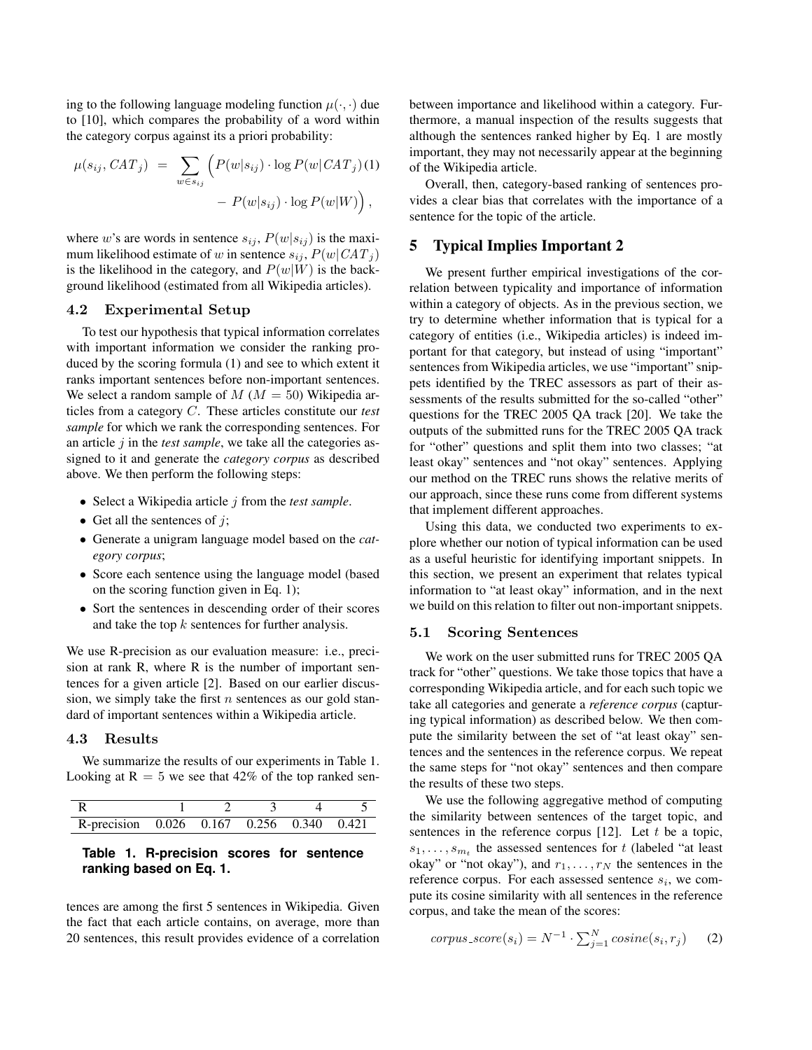ing to the following language modeling function $\mu(\cdot, \cdot)$ due to [10], which compares the probability of a word within the category corpus against its a priori probability:

$$\mu(s_{ij}, CAT_j) = \sum_{w \in s_{ij}} \Big( P(w|s_{ij}) \cdot \log P(w|CAT_j) - P(w|s_{ij}) \cdot \log P(w|W) \Big), \quad (1)$$

where $w$'s are words in sentence $s_{ij}$, $P(w|s_{ij})$ is the maximum likelihood estimate of $w$ in sentence $s_{ij}$, $P(w|CAT_j)$ is the likelihood in the category, and $P(w|W)$ is the background likelihood (estimated from all Wikipedia articles).

### 4.2 Experimental Setup

To test our hypothesis that typical information correlates with important information we consider the ranking produced by the scoring formula (1) and see to which extent it ranks important sentences before non-important sentences. We select a random sample of $M$ ($M = 50$) Wikipedia articles from a category $C$. These articles constitute our *test sample* for which we rank the corresponding sentences. For an article $j$ in the *test sample*, we take all the categories assigned to it and generate the *category corpus* as described above. We then perform the following steps:

- Select a Wikipedia article $j$ from the *test sample*.
- Get all the sentences of $j$;
- Generate a unigram language model based on the *category corpus*;
- Score each sentence using the language model (based on the scoring function given in Eq. 1);
- Sort the sentences in descending order of their scores and take the top $k$ sentences for further analysis.

We use R-precision as our evaluation measure: i.e., precision at rank R, where R is the number of important sentences for a given article [2]. Based on our earlier discussion, we simply take the first $n$ sentences as our gold standard of important sentences within a Wikipedia article.

### 4.3 Results

We summarize the results of our experiments in Table 1. Looking at R = 5 we see that 42% of the top ranked sentences are among the first 5 sentences in Wikipedia. Given the fact that each article contains, on average, more than 20 sentences, this result provides evidence of a correlation between importance and likelihood within a category. Furthermore, a manual inspection of the results suggests that although the sentences ranked higher by Eq. 1 are mostly important, they may not necessarily appear at the beginning of the Wikipedia article.

| R | 1 | 2 | 3 | 4 | 5 |
|---|---|---|---|---|---|
| R-precision | 0.026 | 0.167 | 0.256 | 0.340 | 0.421 |

**Table 1. R-precision scores for sentence ranking based on Eq. 1.**

Overall, then, category-based ranking of sentences provides a clear bias that correlates with the importance of a sentence for the topic of the article.

## 5 Typical Implies Important 2

We present further empirical investigations of the correlation between typicality and importance of information within a category of objects. As in the previous section, we try to determine whether information that is typical for a category of entities (i.e., Wikipedia articles) is indeed important for that category, but instead of using "important" sentences from Wikipedia articles, we use "important" snippets identified by the TREC assessors as part of their assessments of the results submitted for the so-called "other" questions for the TREC 2005 QA track [20]. We take the outputs of the submitted runs for the TREC 2005 QA track for "other" questions and split them into two classes; "at least okay" sentences and "not okay" sentences. Applying our method on the TREC runs shows the relative merits of our approach, since these runs come from different systems that implement different approaches.

Using this data, we conducted two experiments to explore whether our notion of typical information can be used as a useful heuristic for identifying important snippets. In this section, we present an experiment that relates typical information to "at least okay" information, and in the next we build on this relation to filter out non-important snippets.

### 5.1 Scoring Sentences

We work on the user submitted runs for TREC 2005 QA track for "other" questions. We take those topics that have a corresponding Wikipedia article, and for each such topic we take all categories and generate a *reference corpus* (capturing typical information) as described below. We then compute the similarity between the set of "at least okay" sentences and the sentences in the reference corpus. We repeat the same steps for "not okay" sentences and then compare the results of these two steps.

We use the following aggregative method of computing the similarity between sentences of the target topic, and sentences in the reference corpus [12]. Let $t$ be a topic, $s_1, \ldots, s_{m_t}$ the assessed sentences for $t$ (labeled "at least okay" or "not okay"), and $r_1, \ldots, r_N$ the sentences in the reference corpus. For each assessed sentence $s_i$, we compute its cosine similarity with all sentences in the reference corpus, and take the mean of the scores:

$$corpus\_score(s_i) = N^{-1} \cdot \sum_{j=1}^{N} cosine(s_i, r_j) \quad (2)$$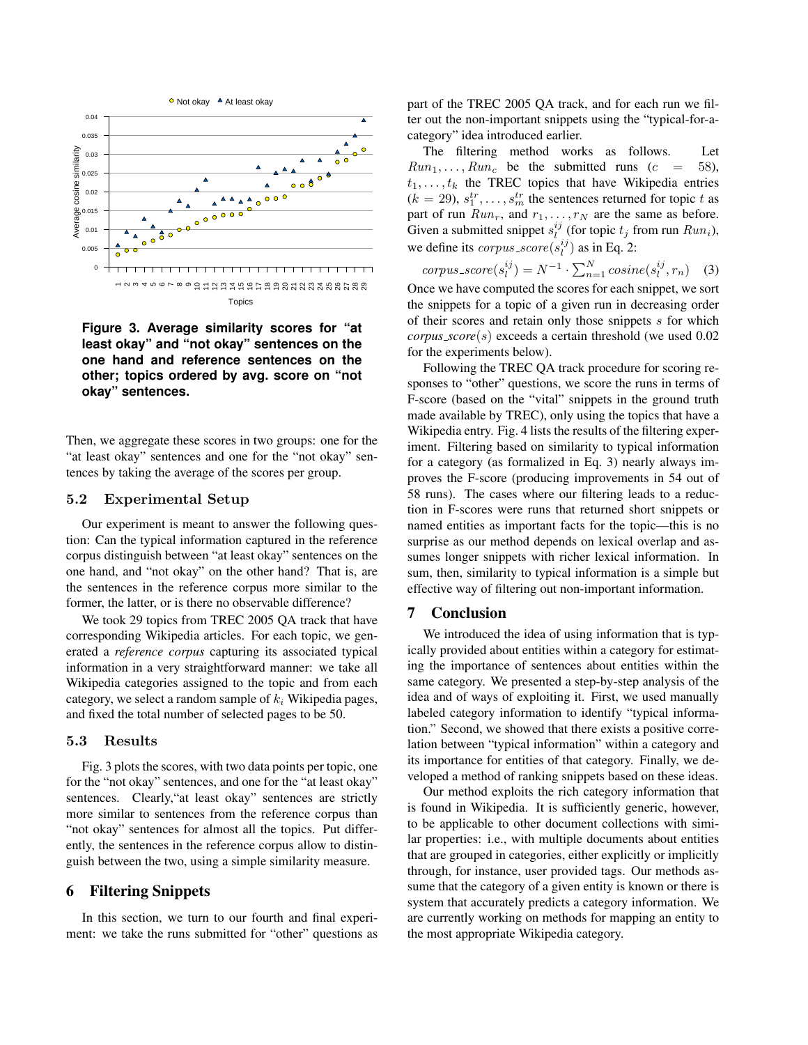**Figure 3. Average similarity scores for "at least okay" and "not okay" sentences on the one hand and reference sentences on the other; topics ordered by avg. score on "not okay" sentences.**

Then, we aggregate these scores in two groups: one for the "at least okay" sentences and one for the "not okay" sentences by taking the average of the scores per group.

### 5.2 Experimental Setup

Our experiment is meant to answer the following question: Can the typical information captured in the reference corpus distinguish between "at least okay" sentences on the one hand, and "not okay" on the other hand? That is, are the sentences in the reference corpus more similar to the former, the latter, or is there no observable difference?

We took 29 topics from TREC 2005 QA track that have corresponding Wikipedia articles. For each topic, we generated a *reference corpus* capturing its associated typical information in a very straightforward manner: we take all Wikipedia categories assigned to the topic and from each category, we select a random sample of $k_i$ Wikipedia pages, and fixed the total number of selected pages to be 50.

### 5.3 Results

Fig. 3 plots the scores, with two data points per topic, one for the "not okay" sentences, and one for the "at least okay" sentences. Clearly,"at least okay" sentences are strictly more similar to sentences from the reference corpus than "not okay" sentences for almost all the topics. Put differently, the sentences in the reference corpus allow to distinguish between the two, using a simple similarity measure.

## 6 Filtering Snippets

In this section, we turn to our fourth and final experiment: we take the runs submitted for "other" questions as part of the TREC 2005 QA track, and for each run we filter out the non-important snippets using the "typical-for-a-category" idea introduced earlier.

The filtering method works as follows. Let $Run_1, \ldots, Run_c$ be the submitted runs ($c = 58$), $t_1, \ldots, t_k$ the TREC topics that have Wikipedia entries ($k = 29$), $s_1^{tr}, \ldots, s_m^{tr}$ the sentences returned for topic $t$ as part of run $Run_r$, and $r_1, \ldots, r_N$ are the same as before. Given a submitted snippet $s_l^{ij}$ (for topic $t_j$ from run $Run_i$), we define its $corpus\_score(s_l^{ij})$ as in Eq. 2:

$$corpus\_score(s_l^{ij}) = N^{-1} \cdot \sum_{n=1}^{N} cosine(s_l^{ij}, r_n) \quad (3)$$

Once we have computed the scores for each snippet, we sort the snippets for a topic of a given run in decreasing order of their scores and retain only those snippets $s$ for which $corpus\_score(s)$ exceeds a certain threshold (we used 0.02 for the experiments below).

Following the TREC QA track procedure for scoring responses to "other" questions, we score the runs in terms of F-score (based on the "vital" snippets in the ground truth made available by TREC), only using the topics that have a Wikipedia entry. Fig. 4 lists the results of the filtering experiment. Filtering based on similarity to typical information for a category (as formalized in Eq. 3) nearly always improves the F-score (producing improvements in 54 out of 58 runs). The cases where our filtering leads to a reduction in F-scores were runs that returned short snippets or named entities as important facts for the topic—this is no surprise as our method depends on lexical overlap and assumes longer snippets with richer lexical information. In sum, then, similarity to typical information is a simple but effective way of filtering out non-important information.

## 7 Conclusion

We introduced the idea of using information that is typically provided about entities within a category for estimating the importance of sentences about entities within the same category. We presented a step-by-step analysis of the idea and of ways of exploiting it. First, we used manually labeled category information to identify "typical information." Second, we showed that there exists a positive correlation between "typical information" within a category and its importance for entities of that category. Finally, we developed a method of ranking snippets based on these ideas.

Our method exploits the rich category information that is found in Wikipedia. It is sufficiently generic, however, to be applicable to other document collections with similar properties: i.e., with multiple documents about entities that are grouped in categories, either explicitly or implicitly through, for instance, user provided tags. Our methods assume that the category of a given entity is known or there is system that accurately predicts a category information. We are currently working on methods for mapping an entity to the most appropriate Wikipedia category.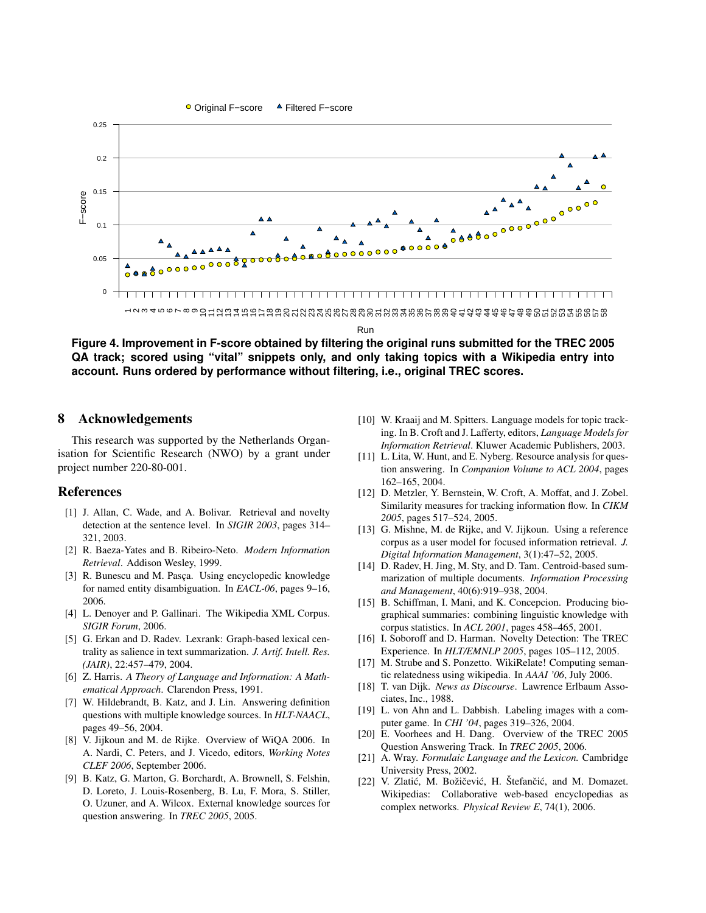Original F−score   Filtered F−score

F−score

0.25
0.2
0.15
0.1
0.05
0

Run

1 2 3 4 5 6 7 8 9 10 11 12 13 14 15 16 17 18 19 20 21 22 23 24 25 26 27 28 29 30 31 32 33 34 35 36 37 38 39 40 41 42 43 44 45 46 47 48 49 50 51 52 53 54 55 56 57 58

**Figure 4. Improvement in F-score obtained by filtering the original runs submitted for the TREC 2005 QA track; scored using "vital" snippets only, and only taking topics with a Wikipedia entry into account. Runs ordered by performance without filtering, i.e., original TREC scores.**

## 8 Acknowledgements

This research was supported by the Netherlands Organisation for Scientific Research (NWO) by a grant under project number 220-80-001.

## References

[1] J. Allan, C. Wade, and A. Bolivar. Retrieval and novelty detection at the sentence level. In *SIGIR 2003*, pages 314–321, 2003.

[2] R. Baeza-Yates and B. Ribeiro-Neto. *Modern Information Retrieval*. Addison Wesley, 1999.

[3] R. Bunescu and M. Paşca. Using encyclopedic knowledge for named entity disambiguation. In *EACL-06*, pages 9–16, 2006.

[4] L. Denoyer and P. Gallinari. The Wikipedia XML Corpus. *SIGIR Forum*, 2006.

[5] G. Erkan and D. Radev. Lexrank: Graph-based lexical centrality as salience in text summarization. *J. Artif. Intell. Res. (JAIR)*, 22:457–479, 2004.

[6] Z. Harris. *A Theory of Language and Information: A Mathematical Approach*. Clarendon Press, 1991.

[7] W. Hildebrandt, B. Katz, and J. Lin. Answering definition questions with multiple knowledge sources. In *HLT-NAACL*, pages 49–56, 2004.

[8] V. Jijkoun and M. de Rijke. Overview of WiQA 2006. In A. Nardi, C. Peters, and J. Vicedo, editors, *Working Notes CLEF 2006*, September 2006.

[9] B. Katz, G. Marton, G. Borchardt, A. Brownell, S. Felshin, D. Loreto, J. Louis-Rosenberg, B. Lu, F. Mora, S. Stiller, O. Uzuner, and A. Wilcox. External knowledge sources for question answering. In *TREC 2005*, 2005.

[10] W. Kraaij and M. Spitters. Language models for topic tracking. In B. Croft and J. Lafferty, editors, *Language Models for Information Retrieval*. Kluwer Academic Publishers, 2003.

[11] L. Lita, W. Hunt, and E. Nyberg. Resource analysis for question answering. In *Companion Volume to ACL 2004*, pages 162–165, 2004.

[12] D. Metzler, Y. Bernstein, W. Croft, A. Moffat, and J. Zobel. Similarity measures for tracking information flow. In *CIKM 2005*, pages 517–524, 2005.

[13] G. Mishne, M. de Rijke, and V. Jijkoun. Using a reference corpus as a user model for focused information retrieval. *J. Digital Information Management*, 3(1):47–52, 2005.

[14] D. Radev, H. Jing, M. Sty, and D. Tam. Centroid-based summarization of multiple documents. *Information Processing and Management*, 40(6):919–938, 2004.

[15] B. Schiffman, I. Mani, and K. Concepcion. Producing biographical summaries: combining linguistic knowledge with corpus statistics. In *ACL 2001*, pages 458–465, 2001.

[16] I. Soboroff and D. Harman. Novelty Detection: The TREC Experience. In *HLT/EMNLP 2005*, pages 105–112, 2005.

[17] M. Strube and S. Ponzetto. WikiRelate! Computing semantic relatedness using wikipedia. In *AAAI '06*, July 2006.

[18] T. van Dijk. *News as Discourse*. Lawrence Erlbaum Associates, Inc., 1988.

[19] L. von Ahn and L. Dabbish. Labeling images with a computer game. In *CHI '04*, pages 319–326, 2004.

[20] E. Voorhees and H. Dang. Overview of the TREC 2005 Question Answering Track. In *TREC 2005*, 2006.

[21] A. Wray. *Formulaic Language and the Lexicon.* Cambridge University Press, 2002.

[22] V. Zlatić, M. Božičević, H. Štefančić, and M. Domazet. Wikipedias: Collaborative web-based encyclopedias as complex networks. *Physical Review E*, 74(1), 2006.